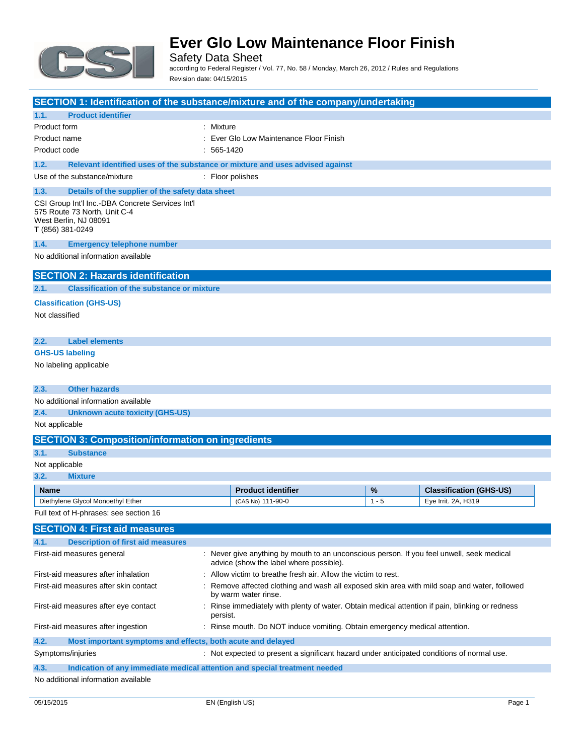# Ever Glo Low Maintenance Floor Finish

Safety Data Sheet

according to Federal Register / Vol. 77, No. 58 / Monday, March 26, 2012 / Rules and Regulations

Revision date: 04/15/2015

## SECTION 1: Identification of the substance/mixture and of the company/undertaking

### 1.1. Product identifier

Product form : Mixture

Product name : Ever Glo Low Maintenance Floor Finish

Product code : 565-1420

### 1.2. Relevant identified uses of the substance or mixture and uses advised against

Use of the substance/mixture : Floor polishes

### 1.3. Details of the supplier of the safety data sheet

CSI Group Int'l Inc.-DBA Concrete Services Int'l
575 Route 73 North, Unit C-4
West Berlin, NJ 08091
T (856) 381-0249

### 1.4. Emergency telephone number

No additional information available

## SECTION 2: Hazards identification

### 2.1. Classification of the substance or mixture

**Classification (GHS-US)**

Not classified

### 2.2. Label elements

**GHS-US labeling**

No labeling applicable

### 2.3. Other hazards

No additional information available

### 2.4. Unknown acute toxicity (GHS-US)

Not applicable

## SECTION 3: Composition/information on ingredients

### 3.1. Substance

Not applicable

### 3.2. Mixture

| Name | Product identifier | % | Classification (GHS-US) |
|---|---|---|---|
| Diethylene Glycol Monoethyl Ether | (CAS No) 111-90-0 | 1 - 5 | Eye Irrit. 2A, H319 |

Full text of H-phrases: see section 16

## SECTION 4: First aid measures

### 4.1. Description of first aid measures

First-aid measures general : Never give anything by mouth to an unconscious person. If you feel unwell, seek medical advice (show the label where possible).

First-aid measures after inhalation : Allow victim to breathe fresh air. Allow the victim to rest.

First-aid measures after skin contact : Remove affected clothing and wash all exposed skin area with mild soap and water, followed by warm water rinse.

First-aid measures after eye contact : Rinse immediately with plenty of water. Obtain medical attention if pain, blinking or redness persist.

First-aid measures after ingestion : Rinse mouth. Do NOT induce vomiting. Obtain emergency medical attention.

### 4.2. Most important symptoms and effects, both acute and delayed

Symptoms/injuries : Not expected to present a significant hazard under anticipated conditions of normal use.

### 4.3. Indication of any immediate medical attention and special treatment needed

No additional information available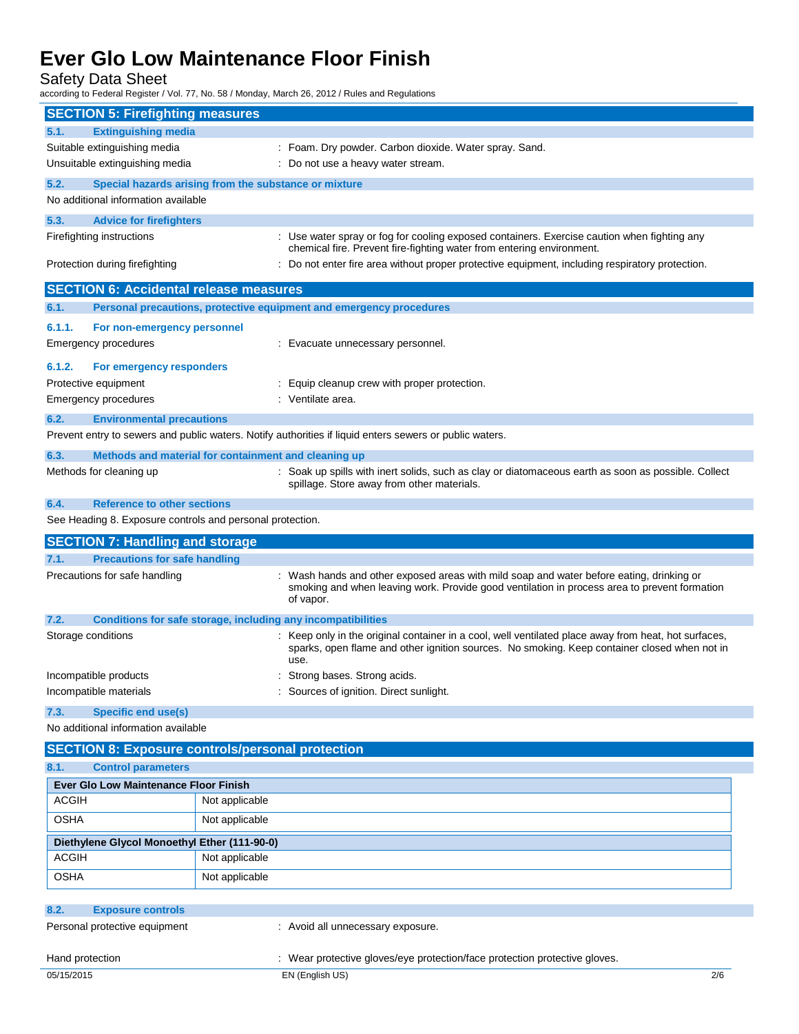## SECTION 5: Firefighting measures

### 5.1. Extinguishing media

Suitable extinguishing media : Foam. Dry powder. Carbon dioxide. Water spray. Sand.

Unsuitable extinguishing media : Do not use a heavy water stream.

### 5.2. Special hazards arising from the substance or mixture

No additional information available

### 5.3. Advice for firefighters

Firefighting instructions : Use water spray or fog for cooling exposed containers. Exercise caution when fighting any chemical fire. Prevent fire-fighting water from entering environment.

Protection during firefighting : Do not enter fire area without proper protective equipment, including respiratory protection.

## SECTION 6: Accidental release measures

### 6.1. Personal precautions, protective equipment and emergency procedures

#### 6.1.1. For non-emergency personnel

Emergency procedures : Evacuate unnecessary personnel.

#### 6.1.2. For emergency responders

Protective equipment : Equip cleanup crew with proper protection.

Emergency procedures : Ventilate area.

### 6.2. Environmental precautions

Prevent entry to sewers and public waters. Notify authorities if liquid enters sewers or public waters.

### 6.3. Methods and material for containment and cleaning up

Methods for cleaning up : Soak up spills with inert solids, such as clay or diatomaceous earth as soon as possible. Collect spillage. Store away from other materials.

### 6.4. Reference to other sections

See Heading 8. Exposure controls and personal protection.

## SECTION 7: Handling and storage

### 7.1. Precautions for safe handling

Precautions for safe handling : Wash hands and other exposed areas with mild soap and water before eating, drinking or smoking and when leaving work. Provide good ventilation in process area to prevent formation of vapor.

### 7.2. Conditions for safe storage, including any incompatibilities

Storage conditions : Keep only in the original container in a cool, well ventilated place away from heat, hot surfaces, sparks, open flame and other ignition sources. No smoking. Keep container closed when not in use.

Incompatible products : Strong bases. Strong acids.

Incompatible materials : Sources of ignition. Direct sunlight.

### 7.3. Specific end use(s)

No additional information available

## SECTION 8: Exposure controls/personal protection

### 8.1. Control parameters

| Ever Glo Low Maintenance Floor Finish | |
|---|---|
| ACGIH | Not applicable |
| OSHA | Not applicable |

| Diethylene Glycol Monoethyl Ether (111-90-0) | |
|---|---|
| ACGIH | Not applicable |
| OSHA | Not applicable |

### 8.2. Exposure controls

Personal protective equipment : Avoid all unnecessary exposure.

Hand protection : Wear protective gloves/eye protection/face protection protective gloves.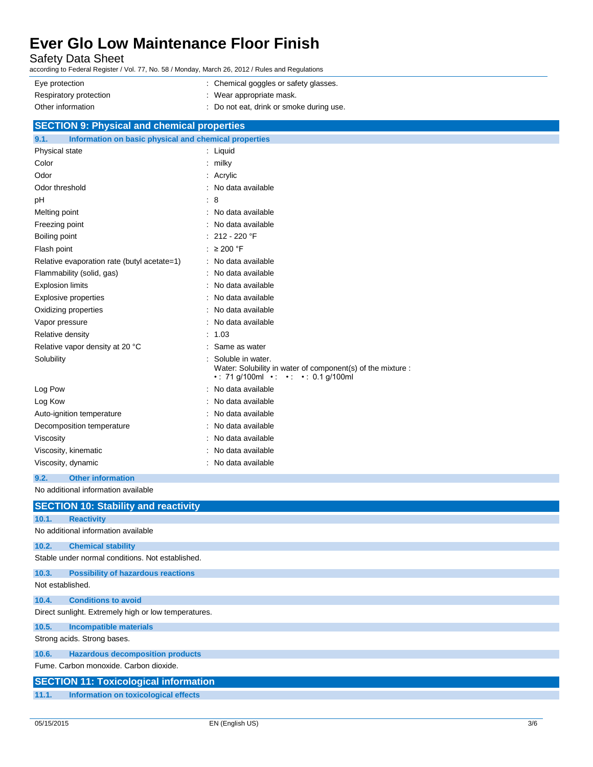| | |
|---|---|
| Eye protection | : Chemical goggles or safety glasses. |
| Respiratory protection | : Wear appropriate mask. |
| Other information | : Do not eat, drink or smoke during use. |

## SECTION 9: Physical and chemical properties

### 9.1. Information on basic physical and chemical properties

| | |
|---|---|
| Physical state | : Liquid |
| Color | : milky |
| Odor | : Acrylic |
| Odor threshold | : No data available |
| pH | : 8 |
| Melting point | : No data available |
| Freezing point | : No data available |
| Boiling point | : 212 - 220 °F |
| Flash point | : ≥ 200 °F |
| Relative evaporation rate (butyl acetate=1) | : No data available |
| Flammability (solid, gas) | : No data available |
| Explosion limits | : No data available |
| Explosive properties | : No data available |
| Oxidizing properties | : No data available |
| Vapor pressure | : No data available |
| Relative density | : 1.03 |
| Relative vapor density at 20 °C | : Same as water |
| Solubility | : Soluble in water. Water: Solubility in water of component(s) of the mixture : • : 71 g/100ml • : • : • : 0.1 g/100ml |
| Log Pow | : No data available |
| Log Kow | : No data available |
| Auto-ignition temperature | : No data available |
| Decomposition temperature | : No data available |
| Viscosity | : No data available |
| Viscosity, kinematic | : No data available |
| Viscosity, dynamic | : No data available |

### 9.2. Other information

No additional information available

## SECTION 10: Stability and reactivity

### 10.1. Reactivity

No additional information available

### 10.2. Chemical stability

Stable under normal conditions. Not established.

### 10.3. Possibility of hazardous reactions

Not established.

### 10.4. Conditions to avoid

Direct sunlight. Extremely high or low temperatures.

### 10.5. Incompatible materials

Strong acids. Strong bases.

### 10.6. Hazardous decomposition products

Fume. Carbon monoxide. Carbon dioxide.

## SECTION 11: Toxicological information

### 11.1. Information on toxicological effects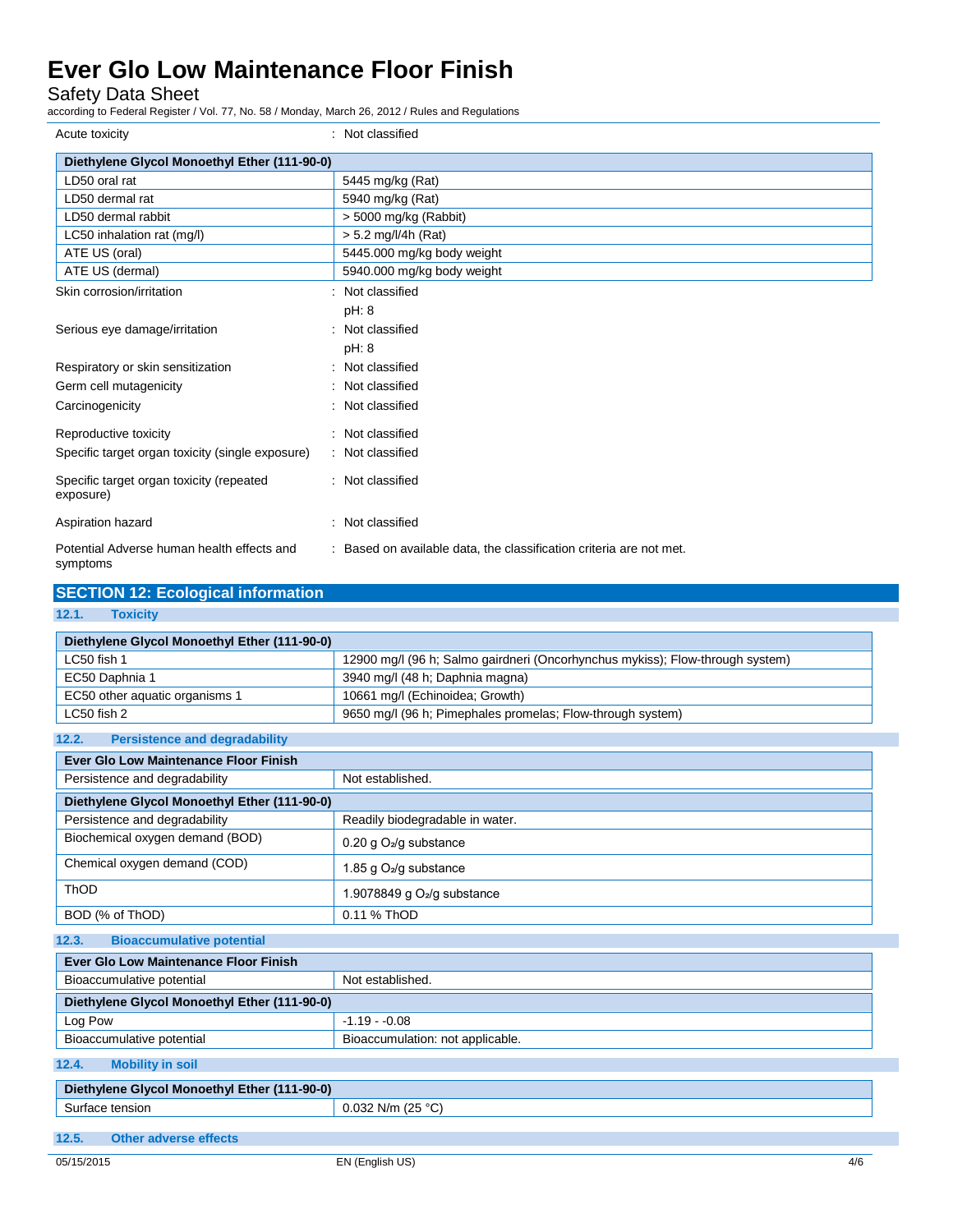Acute toxicity : Not classified

| Diethylene Glycol Monoethyl Ether (111-90-0) | |
|---|---|
| LD50 oral rat | 5445 mg/kg (Rat) |
| LD50 dermal rat | 5940 mg/kg (Rat) |
| LD50 dermal rabbit | > 5000 mg/kg (Rabbit) |
| LC50 inhalation rat (mg/l) | > 5.2 mg/l/4h (Rat) |
| ATE US (oral) | 5445.000 mg/kg body weight |
| ATE US (dermal) | 5940.000 mg/kg body weight |

Skin corrosion/irritation : Not classified
pH: 8

Serious eye damage/irritation : Not classified
pH: 8

Respiratory or skin sensitization : Not classified

Germ cell mutagenicity : Not classified

Carcinogenicity : Not classified

Reproductive toxicity : Not classified

Specific target organ toxicity (single exposure) : Not classified

Specific target organ toxicity (repeated exposure) : Not classified

Aspiration hazard : Not classified

Potential Adverse human health effects and symptoms : Based on available data, the classification criteria are not met.

## SECTION 12: Ecological information

### 12.1. Toxicity

| Diethylene Glycol Monoethyl Ether (111-90-0) | |
|---|---|
| LC50 fish 1 | 12900 mg/l (96 h; Salmo gairdneri (Oncorhynchus mykiss); Flow-through system) |
| EC50 Daphnia 1 | 3940 mg/l (48 h; Daphnia magna) |
| EC50 other aquatic organisms 1 | 10661 mg/l (Echinoidea; Growth) |
| LC50 fish 2 | 9650 mg/l (96 h; Pimephales promelas; Flow-through system) |

### 12.2. Persistence and degradability

| Ever Glo Low Maintenance Floor Finish | |
|---|---|
| Persistence and degradability | Not established. |

| Diethylene Glycol Monoethyl Ether (111-90-0) | |
|---|---|
| Persistence and degradability | Readily biodegradable in water. |
| Biochemical oxygen demand (BOD) | 0.20 g $O_2$/g substance |
| Chemical oxygen demand (COD) | 1.85 g $O_2$/g substance |
| ThOD | 1.9078849 g $O_2$/g substance |
| BOD (% of ThOD) | 0.11 % ThOD |

### 12.3. Bioaccumulative potential

| Ever Glo Low Maintenance Floor Finish | |
|---|---|
| Bioaccumulative potential | Not established. |

| Diethylene Glycol Monoethyl Ether (111-90-0) | |
|---|---|
| Log Pow | -1.19 - -0.08 |
| Bioaccumulative potential | Bioaccumulation: not applicable. |

### 12.4. Mobility in soil

| Diethylene Glycol Monoethyl Ether (111-90-0) | |
|---|---|
| Surface tension | 0.032 N/m (25 °C) |

### 12.5. Other adverse effects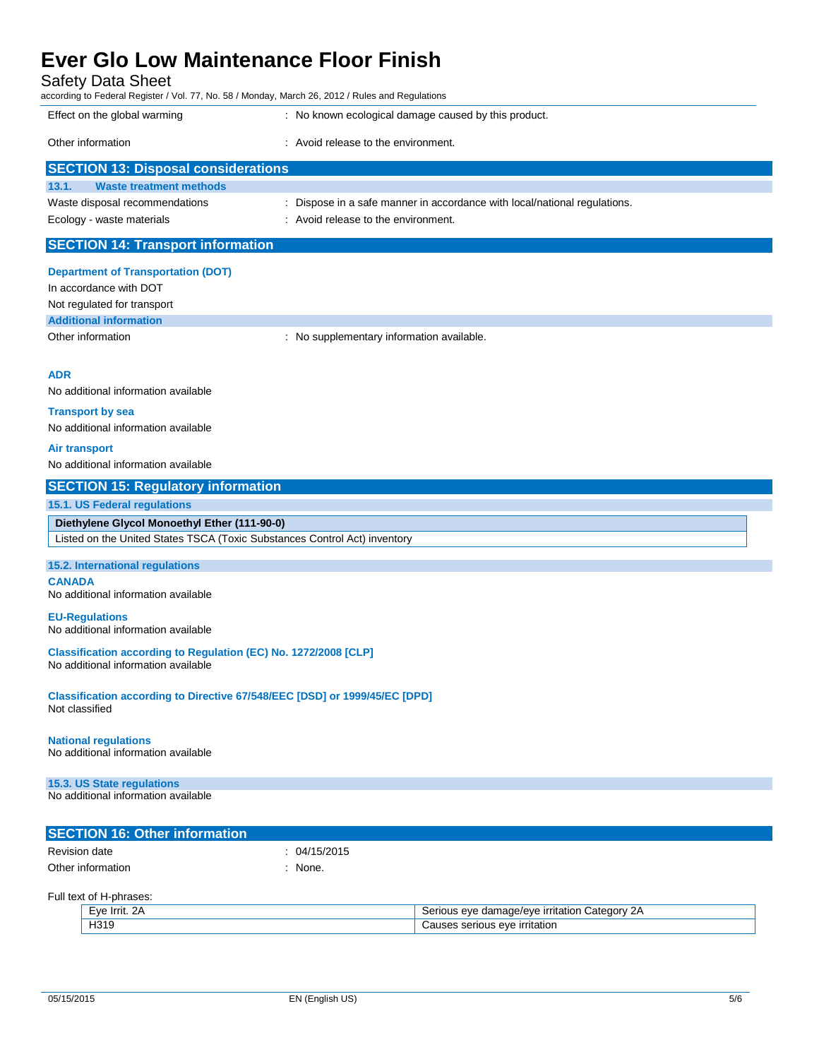Effect on the global warming : No known ecological damage caused by this product.

Other information : Avoid release to the environment.

## SECTION 13: Disposal considerations

### 13.1. Waste treatment methods

Waste disposal recommendations : Dispose in a safe manner in accordance with local/national regulations.

Ecology - waste materials : Avoid release to the environment.

## SECTION 14: Transport information

### Department of Transportation (DOT)

In accordance with DOT

Not regulated for transport

### Additional information

Other information : No supplementary information available.

### ADR

No additional information available

### Transport by sea

No additional information available

### Air transport

No additional information available

## SECTION 15: Regulatory information

### 15.1. US Federal regulations

| Diethylene Glycol Monoethyl Ether (111-90-0) |
|---|
| Listed on the United States TSCA (Toxic Substances Control Act) inventory |

### 15.2. International regulations

**CANADA**

No additional information available

**EU-Regulations**

No additional information available

**Classification according to Regulation (EC) No. 1272/2008 [CLP]**

No additional information available

**Classification according to Directive 67/548/EEC [DSD] or 1999/45/EC [DPD]**

Not classified

**National regulations**

No additional information available

### 15.3. US State regulations

No additional information available

## SECTION 16: Other information

Revision date : 04/15/2015

Other information : None.

Full text of H-phrases:

| | |
|---|---|
| Eye Irrit. 2A | Serious eye damage/eye irritation Category 2A |
| H319 | Causes serious eye irritation |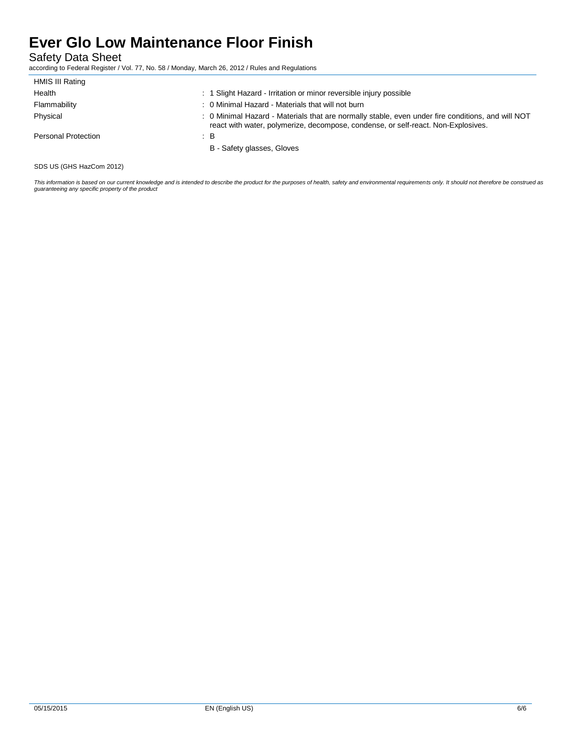| | |
|---|---|
| HMIS III Rating | |
| Health | : 1 Slight Hazard - Irritation or minor reversible injury possible |
| Flammability | : 0 Minimal Hazard - Materials that will not burn |
| Physical | : 0 Minimal Hazard - Materials that are normally stable, even under fire conditions, and will NOT react with water, polymerize, decompose, condense, or self-react. Non-Explosives. |
| Personal Protection | : B<br>B - Safety glasses, Gloves |

SDS US (GHS HazCom 2012)

*This information is based on our current knowledge and is intended to describe the product for the purposes of health, safety and environmental requirements only. It should not therefore be construed as guaranteeing any specific property of the product*